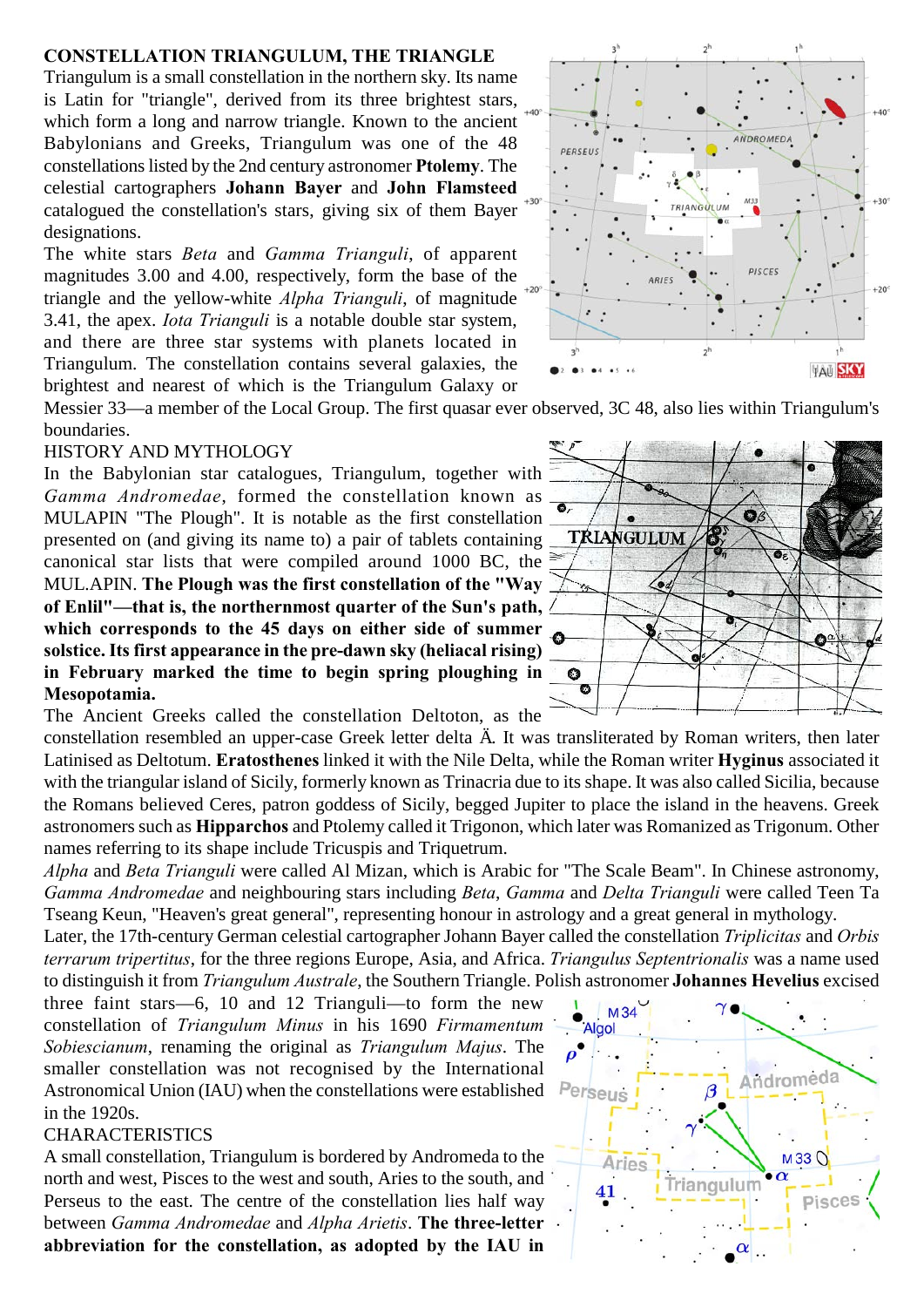**CONSTELLATION TRIANGULUM, THE TRIANGLE**

Triangulum is a small constellation in the northern sky. Its name is Latin for "triangle", derived from its three brightest stars, which form a long and narrow triangle. Known to the ancient Babylonians and Greeks, Triangulum was one of the 48 constellations listed by the 2nd century astronomer **Ptolemy**. The celestial cartographers **Johann Bayer** and **John Flamsteed** catalogued the constellation's stars, giving six of them Bayer designations.

The white stars *Beta* and *Gamma Trianguli*, of apparent magnitudes 3.00 and 4.00, respectively, form the base of the triangle and the yellow-white *Alpha Trianguli*, of magnitude 3.41, the apex. *Iota Trianguli* is a notable double star system, and there are three star systems with planets located in Triangulum. The constellation contains several galaxies, the brightest and nearest of which is the Triangulum Galaxy or Messier 33—a member of the Local Group. The first quasar ever observed, 3C 48, also lies within Triangulum's boundaries.

HISTORY AND MYTHOLOGY

In the Babylonian star catalogues, Triangulum, together with *Gamma Andromedae*, formed the constellation known as MULAPIN "The Plough". It is notable as the first constellation presented on (and giving its name to) a pair of tablets containing canonical star lists that were compiled around 1000 BC, the MUL.APIN. **The Plough was the first constellation of the "Way of Enlil"—that is, the northernmost quarter of the Sun's path, which corresponds to the 45 days on either side of summer solstice. Its first appearance in the pre-dawn sky (heliacal rising) in February marked the time to begin spring ploughing in Mesopotamia.**

The Ancient Greeks called the constellation Deltoton, as the constellation resembled an upper-case Greek letter delta Ä. It was transliterated by Roman writers, then later Latinised as Deltotum. **Eratosthenes** linked it with the Nile Delta, while the Roman writer **Hyginus** associated it with the triangular island of Sicily, formerly known as Trinacria due to its shape. It was also called Sicilia, because the Romans believed Ceres, patron goddess of Sicily, begged Jupiter to place the island in the heavens. Greek astronomers such as **Hipparchos** and Ptolemy called it Trigonon, which later was Romanized as Trigonum. Other names referring to its shape include Tricuspis and Triquetrum.

*Alpha* and *Beta Trianguli* were called Al Mizan, which is Arabic for "The Scale Beam". In Chinese astronomy, *Gamma Andromedae* and neighbouring stars including *Beta*, *Gamma* and *Delta Trianguli* were called Teen Ta Tseang Keun, "Heaven's great general", representing honour in astrology and a great general in mythology.

Later, the 17th-century German celestial cartographer Johann Bayer called the constellation *Triplicitas* and *Orbis terrarum tripertitus*, for the three regions Europe, Asia, and Africa. *Triangulus Septentrionalis* was a name used to distinguish it from *Triangulum Australe*, the Southern Triangle. Polish astronomer **Johannes Hevelius** excised three faint stars—6, 10 and 12 Trianguli—to form the new constellation of *Triangulum Minus* in his 1690 *Firmamentum Sobiescianum*, renaming the original as *Triangulum Majus*. The smaller constellation was not recognised by the International Astronomical Union (IAU) when the constellations were established in the 1920s.

CHARACTERISTICS

A small constellation, Triangulum is bordered by Andromeda to the north and west, Pisces to the west and south, Aries to the south, and Perseus to the east. The centre of the constellation lies half way between *Gamma Andromedae* and *Alpha Arietis*. **The three-letter abbreviation for the constellation, as adopted by the IAU in**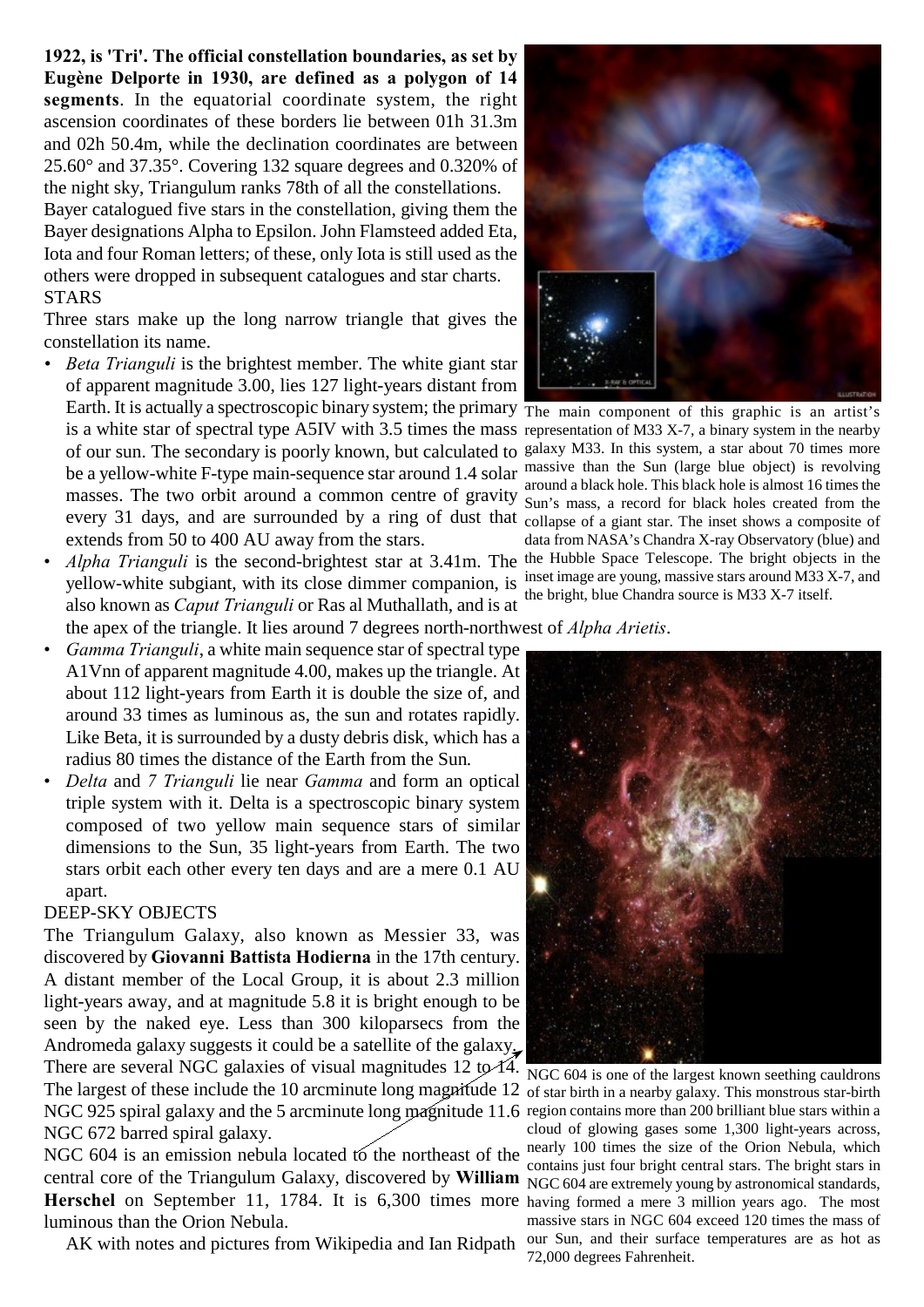**1922, is 'Tri'. The official constellation boundaries, as set by Eugène Delporte in 1930, are defined as a polygon of 14 segments**. In the equatorial coordinate system, the right ascension coordinates of these borders lie between 01h 31.3m and 02h 50.4m, while the declination coordinates are between 25.60° and 37.35°. Covering 132 square degrees and 0.320% of the night sky, Triangulum ranks 78th of all the constellations.

Bayer catalogued five stars in the constellation, giving them the Bayer designations Alpha to Epsilon. John Flamsteed added Eta, Iota and four Roman letters; of these, only Iota is still used as the others were dropped in subsequent catalogues and star charts.

STARS

Three stars make up the long narrow triangle that gives the constellation its name.

- *Beta Trianguli* is the brightest member. The white giant star of apparent magnitude 3.00, lies 127 light-years distant from Earth. It is actually a spectroscopic binary system; the primary is a white star of spectral type A5IV with 3.5 times the mass of our sun. The secondary is poorly known, but calculated to be a yellow-white F-type main-sequence star around 1.4 solar masses. The two orbit around a common centre of gravity every 31 days, and are surrounded by a ring of dust that extends from 50 to 400 AU away from the stars.
- *Alpha Trianguli* is the second-brightest star at 3.41m. The yellow-white subgiant, with its close dimmer companion, is also known as *Caput Trianguli* or Ras al Muthallath, and is at the apex of the triangle. It lies around 7 degrees north-northwest of *Alpha Arietis*.
- *Gamma Trianguli*, a white main sequence star of spectral type A1Vnn of apparent magnitude 4.00, makes up the triangle. At about 112 light-years from Earth it is double the size of, and around 33 times as luminous as, the sun and rotates rapidly. Like Beta, it is surrounded by a dusty debris disk, which has a radius 80 times the distance of the Earth from the Sun.
- *Delta* and *7 Trianguli* lie near *Gamma* and form an optical triple system with it. Delta is a spectroscopic binary system composed of two yellow main sequence stars of similar dimensions to the Sun, 35 light-years from Earth. The two stars orbit each other every ten days and are a mere 0.1 AU apart.

DEEP-SKY OBJECTS

The Triangulum Galaxy, also known as Messier 33, was discovered by **Giovanni Battista Hodierna** in the 17th century. A distant member of the Local Group, it is about 2.3 million light-years away, and at magnitude 5.8 it is bright enough to be seen by the naked eye. Less than 300 kiloparsecs from the Andromeda galaxy suggests it could be a satellite of the galaxy.

There are several NGC galaxies of visual magnitudes 12 to 14. The largest of these include the 10 arcminute long magnitude 12 NGC 925 spiral galaxy and the 5 arcminute long magnitude 11.6 NGC 672 barred spiral galaxy.

NGC 604 is an emission nebula located to the northeast of the central core of the Triangulum Galaxy, discovered by **William Herschel** on September 11, 1784. It is 6,300 times more luminous than the Orion Nebula.

AK with notes and pictures from Wikipedia and Ian Ridpath

The main component of this graphic is an artist's representation of M33 X-7, a binary system in the nearby galaxy M33. In this system, a star about 70 times more massive than the Sun (large blue object) is revolving around a black hole. This black hole is almost 16 times the Sun's mass, a record for black holes created from the collapse of a giant star. The inset shows a composite of data from NASA's Chandra X-ray Observatory (blue) and the Hubble Space Telescope. The bright objects in the inset image are young, massive stars around M33 X-7, and the bright, blue Chandra source is M33 X-7 itself.

NGC 604 is one of the largest known seething cauldrons of star birth in a nearby galaxy. This monstrous star-birth region contains more than 200 brilliant blue stars within a cloud of glowing gases some 1,300 light-years across, nearly 100 times the size of the Orion Nebula, which contains just four bright central stars. The bright stars in NGC 604 are extremely young by astronomical standards, having formed a mere 3 million years ago. The most massive stars in NGC 604 exceed 120 times the mass of our Sun, and their surface temperatures are as hot as 72,000 degrees Fahrenheit.